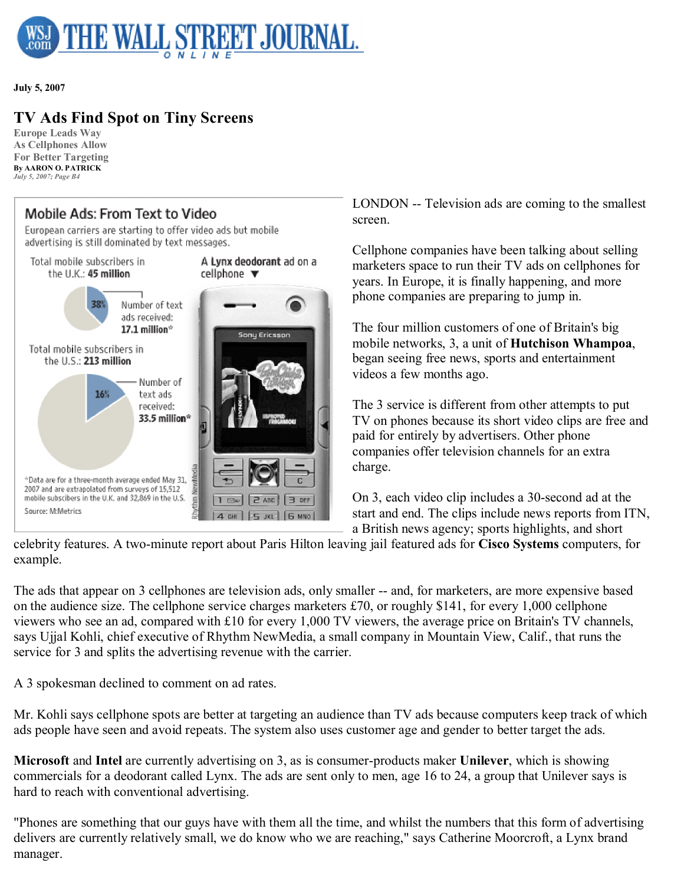# TV Ads Find Spot on Tiny Screens

**Europe Leads Way As Cellphones Allow For Better Targeting**

By AARON O. PATRICK

*July 5, 2007; Page B4*

July 5, 2007

**Mobile Ads: From Text to Video**

European carriers are starting to offer video ads but mobile advertising is still dominated by text messages.

Total mobile subscribers in the U.K.: **45 million**

38% — Number of text ads received: **17.1 million***

Total mobile subscribers in the U.S.: **213 million**

16% — Number of text ads received: **33.5 million***

A **Lynx deodorant** ad on a cellphone

*Data are for a three-month average ended May 31, 2007 and are extrapolated from surveys of 15,512 mobile subscribers in the U.K. and 32,869 in the U.S.

Source: M:Metrics

LONDON -- Television ads are coming to the smallest screen.

Cellphone companies have been talking about selling marketers space to run their TV ads on cellphones for years. In Europe, it is finally happening, and more phone companies are preparing to jump in.

The four million customers of one of Britain's big mobile networks, 3, a unit of **Hutchison Whampoa**, began seeing free news, sports and entertainment videos a few months ago.

The 3 service is different from other attempts to put TV on phones because its short video clips are free and paid for entirely by advertisers. Other phone companies offer television channels for an extra charge.

On 3, each video clip includes a 30-second ad at the start and end. The clips include news reports from ITN, a British news agency; sports highlights, and short celebrity features. A two-minute report about Paris Hilton leaving jail featured ads for **Cisco Systems** computers, for example.

The ads that appear on 3 cellphones are television ads, only smaller -- and, for marketers, are more expensive based on the audience size. The cellphone service charges marketers £70, or roughly $141, for every 1,000 cellphone viewers who see an ad, compared with £10 for every 1,000 TV viewers, the average price on Britain's TV channels, says Ujjal Kohli, chief executive of Rhythm NewMedia, a small company in Mountain View, Calif., that runs the service for 3 and splits the advertising revenue with the carrier.

A 3 spokesman declined to comment on ad rates.

Mr. Kohli says cellphone spots are better at targeting an audience than TV ads because computers keep track of which ads people have seen and avoid repeats. The system also uses customer age and gender to better target the ads.

**Microsoft** and **Intel** are currently advertising on 3, as is consumer-products maker **Unilever**, which is showing commercials for a deodorant called Lynx. The ads are sent only to men, age 16 to 24, a group that Unilever says is hard to reach with conventional advertising.

"Phones are something that our guys have with them all the time, and whilst the numbers that this form of advertising delivers are currently relatively small, we do know who we are reaching," says Catherine Moorcroft, a Lynx brand manager.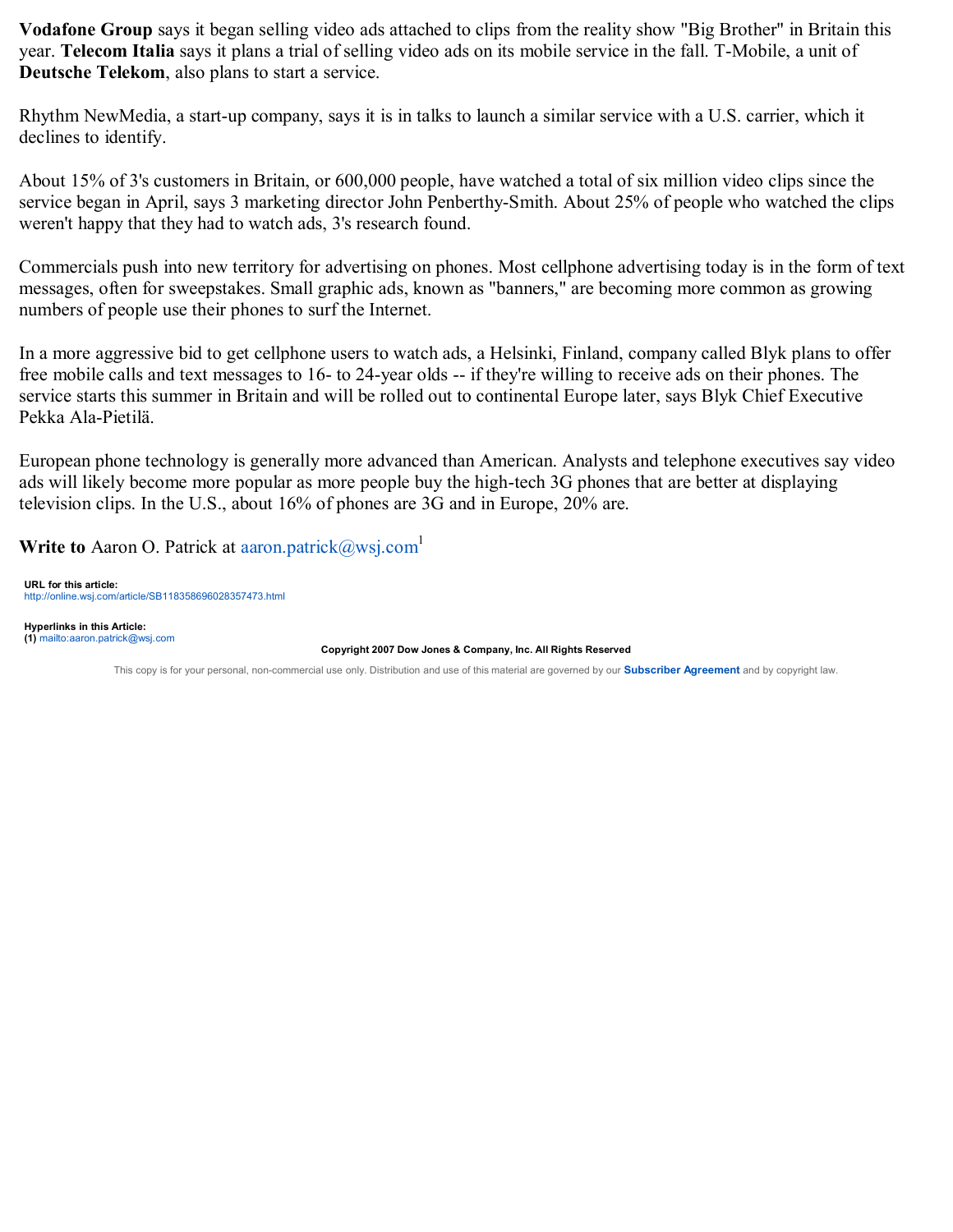**Vodafone Group** says it began selling video ads attached to clips from the reality show "Big Brother" in Britain this year. **Telecom Italia** says it plans a trial of selling video ads on its mobile service in the fall. T-Mobile, a unit of **Deutsche Telekom**, also plans to start a service.

Rhythm NewMedia, a start-up company, says it is in talks to launch a similar service with a U.S. carrier, which it declines to identify.

About 15% of 3's customers in Britain, or 600,000 people, have watched a total of six million video clips since the service began in April, says 3 marketing director John Penberthy-Smith. About 25% of people who watched the clips weren't happy that they had to watch ads, 3's research found.

Commercials push into new territory for advertising on phones. Most cellphone advertising today is in the form of text messages, often for sweepstakes. Small graphic ads, known as "banners," are becoming more common as growing numbers of people use their phones to surf the Internet.

In a more aggressive bid to get cellphone users to watch ads, a Helsinki, Finland, company called Blyk plans to offer free mobile calls and text messages to 16- to 24-year olds -- if they're willing to receive ads on their phones. The service starts this summer in Britain and will be rolled out to continental Europe later, says Blyk Chief Executive Pekka Ala-Pietilä.

European phone technology is generally more advanced than American. Analysts and telephone executives say video ads will likely become more popular as more people buy the high-tech 3G phones that are better at displaying television clips. In the U.S., about 16% of phones are 3G and in Europe, 20% are.

**Write to** Aaron O. Patrick at aaron.patrick@wsj.com[1]

**URL for this article:**
http://online.wsj.com/article/SB118358696028357473.html

**Hyperlinks in this Article:**
**(1)** mailto:aaron.patrick@wsj.com

**Copyright 2007 Dow Jones & Company, Inc. All Rights Reserved**

This copy is for your personal, non-commercial use only. Distribution and use of this material are governed by our **Subscriber Agreement** and by copyright law.